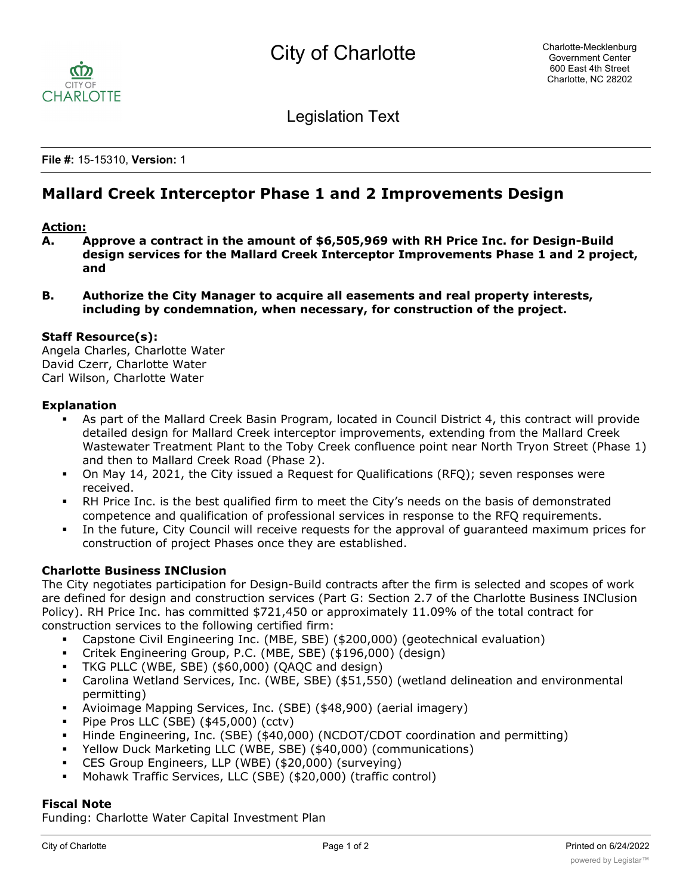# City of Charlotte

Charlotte-Mecklenburg Government Center
600 East 4th Street
Charlotte, NC 28202

Legislation Text

**File #:** 15-15310, **Version:** 1

## Mallard Creek Interceptor Phase 1 and 2 Improvements Design

**Action:**

**A. Approve a contract in the amount of $6,505,969 with RH Price Inc. for Design-Build design services for the Mallard Creek Interceptor Improvements Phase 1 and 2 project, and**

**B. Authorize the City Manager to acquire all easements and real property interests, including by condemnation, when necessary, for construction of the project.**

**Staff Resource(s):**
Angela Charles, Charlotte Water
David Czerr, Charlotte Water
Carl Wilson, Charlotte Water

**Explanation**

- As part of the Mallard Creek Basin Program, located in Council District 4, this contract will provide detailed design for Mallard Creek interceptor improvements, extending from the Mallard Creek Wastewater Treatment Plant to the Toby Creek confluence point near North Tryon Street (Phase 1) and then to Mallard Creek Road (Phase 2).
- On May 14, 2021, the City issued a Request for Qualifications (RFQ); seven responses were received.
- RH Price Inc. is the best qualified firm to meet the City's needs on the basis of demonstrated competence and qualification of professional services in response to the RFQ requirements.
- In the future, City Council will receive requests for the approval of guaranteed maximum prices for construction of project Phases once they are established.

**Charlotte Business INClusion**

The City negotiates participation for Design-Build contracts after the firm is selected and scopes of work are defined for design and construction services (Part G: Section 2.7 of the Charlotte Business INClusion Policy). RH Price Inc. has committed $721,450 or approximately 11.09% of the total contract for construction services to the following certified firm:

- Capstone Civil Engineering Inc. (MBE, SBE) ($200,000) (geotechnical evaluation)
- Critek Engineering Group, P.C. (MBE, SBE) ($196,000) (design)
- TKG PLLC (WBE, SBE) ($60,000) (QAQC and design)
- Carolina Wetland Services, Inc. (WBE, SBE) ($51,550) (wetland delineation and environmental permitting)
- Avioimage Mapping Services, Inc. (SBE) ($48,900) (aerial imagery)
- Pipe Pros LLC (SBE) ($45,000) (cctv)
- Hinde Engineering, Inc. (SBE) ($40,000) (NCDOT/CDOT coordination and permitting)
- Yellow Duck Marketing LLC (WBE, SBE) ($40,000) (communications)
- CES Group Engineers, LLP (WBE) ($20,000) (surveying)
- Mohawk Traffic Services, LLC (SBE) ($20,000) (traffic control)

**Fiscal Note**

Funding: Charlotte Water Capital Investment Plan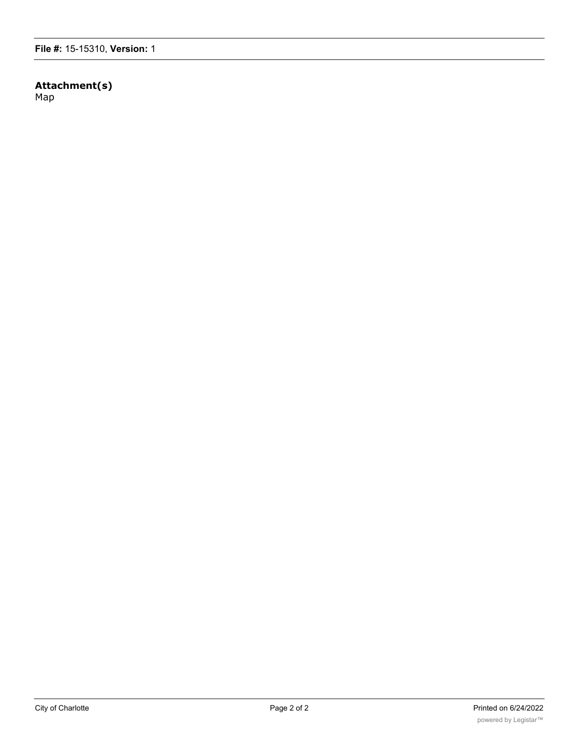**File #:** 15-15310, **Version:** 1

**Attachment(s)**

Map